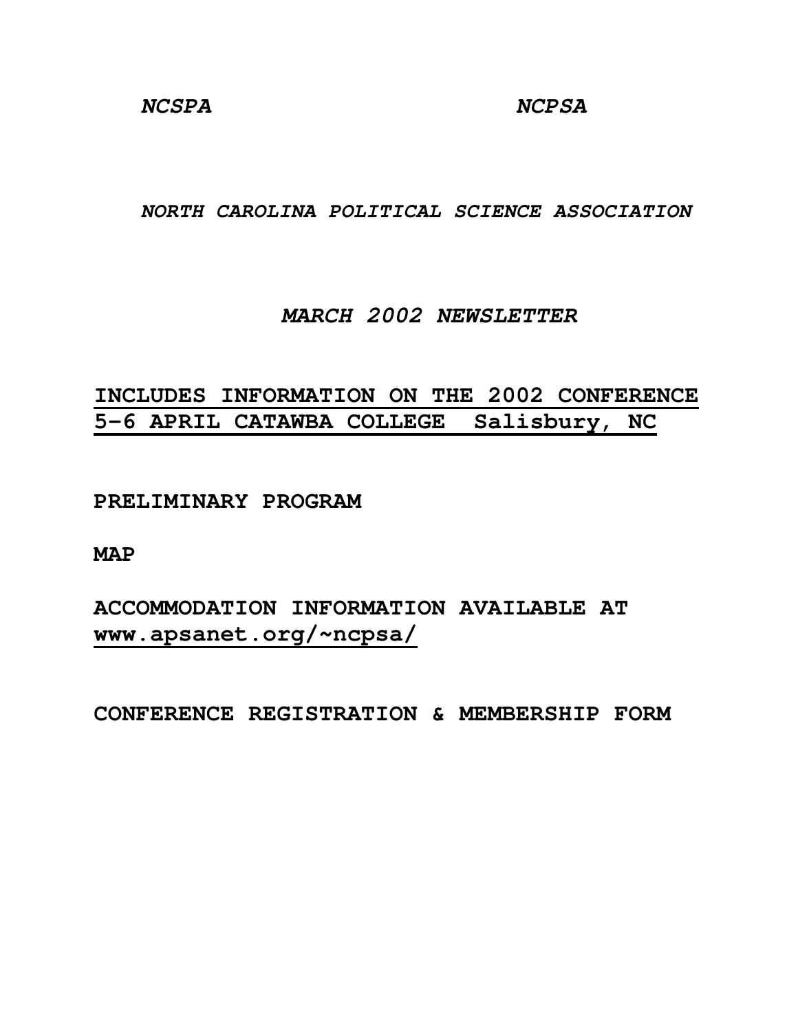*NCSPA* *NCPSA*

***NORTH CAROLINA POLITICAL SCIENCE ASSOCIATION***

***MARCH 2002 NEWSLETTER***

# <u>INCLUDES INFORMATION ON THE 2002 CONFERENCE 5–6 APRIL CATAWBA COLLEGE Salisbury, NC</u>

**PRELIMINARY PROGRAM**

**MAP**

**ACCOMMODATION INFORMATION AVAILABLE AT <u>www.apsanet.org/~ncpsa/</u>**

**CONFERENCE REGISTRATION & MEMBERSHIP FORM**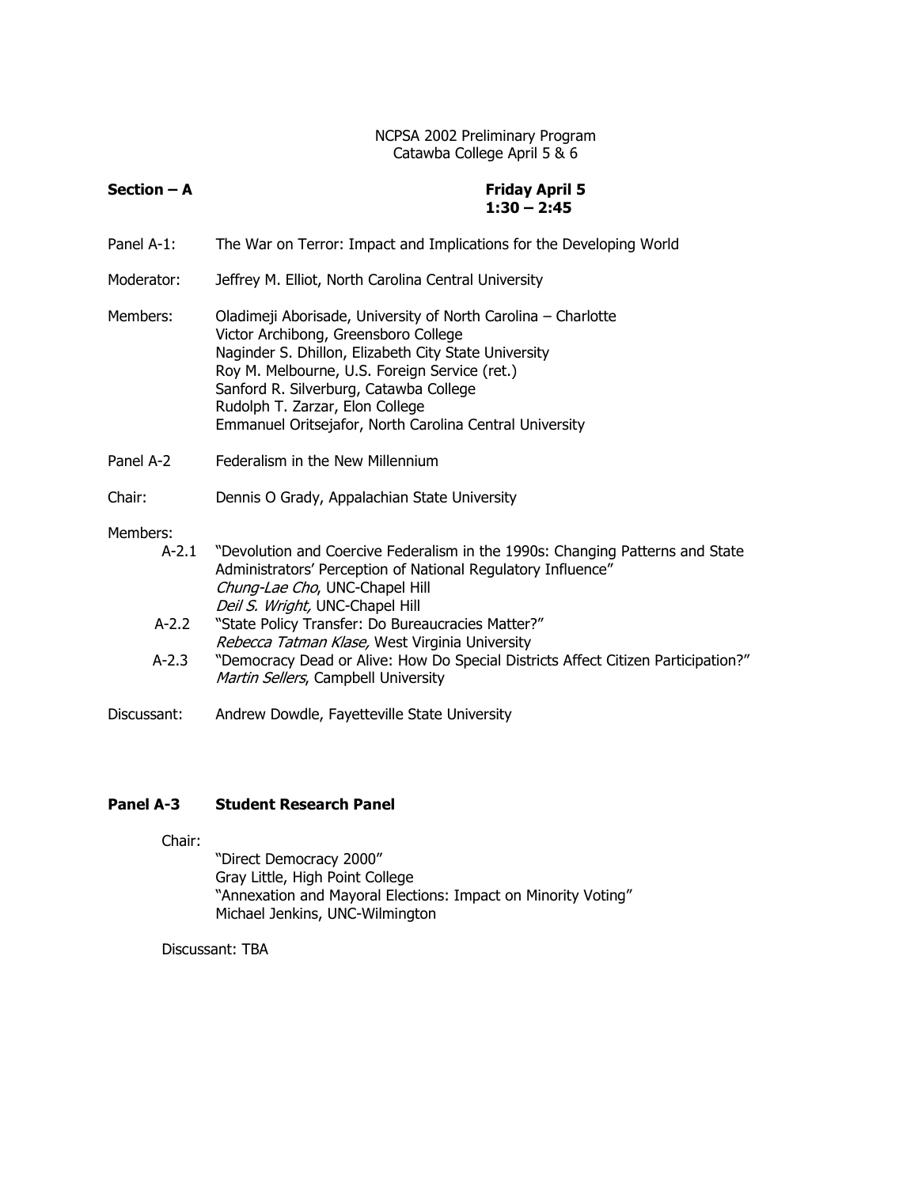NCPSA 2002 Preliminary Program
Catawba College April 5 & 6

**Section – A** **Friday April 5**
**1:30 – 2:45**

Panel A-1: The War on Terror: Impact and Implications for the Developing World

Moderator: Jeffrey M. Elliot, North Carolina Central University

Members:
Oladimeji Aborisade, University of North Carolina – Charlotte
Victor Archibong, Greensboro College
Naginder S. Dhillon, Elizabeth City State University
Roy M. Melbourne, U.S. Foreign Service (ret.)
Sanford R. Silverburg, Catawba College
Rudolph T. Zarzar, Elon College
Emmanuel Oritsejafor, North Carolina Central University

Panel A-2 Federalism in the New Millennium

Chair: Dennis O Grady, Appalachian State University

Members:

A-2.1 "Devolution and Coercive Federalism in the 1990s: Changing Patterns and State Administrators' Perception of National Regulatory Influence"
*Chung-Lae Cho*, UNC-Chapel Hill
*Deil S. Wright,* UNC-Chapel Hill

A-2.2 "State Policy Transfer: Do Bureaucracies Matter?"
*Rebecca Tatman Klase,* West Virginia University

A-2.3 "Democracy Dead or Alive: How Do Special Districts Affect Citizen Participation?"
*Martin Sellers*, Campbell University

Discussant: Andrew Dowdle, Fayetteville State University

**Panel A-3 Student Research Panel**

Chair:

"Direct Democracy 2000"
Gray Little, High Point College
"Annexation and Mayoral Elections: Impact on Minority Voting"
Michael Jenkins, UNC-Wilmington

Discussant: TBA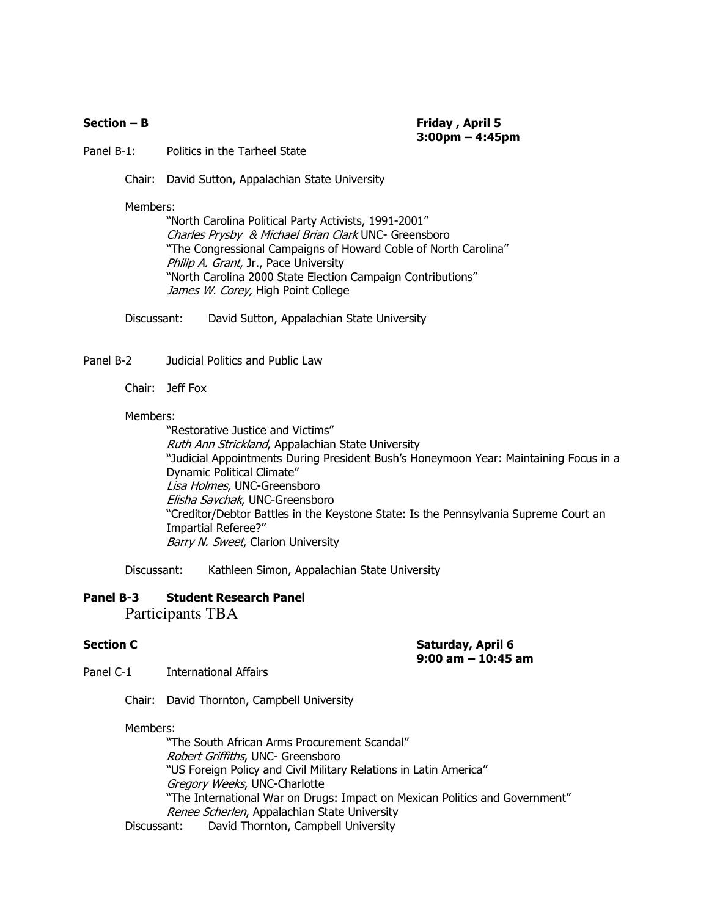**Section – B** **Friday , April 5**
**3:00pm – 4:45pm**

Panel B-1: Politics in the Tarheel State

Chair: David Sutton, Appalachian State University

Members:

"North Carolina Political Party Activists, 1991-2001"
*Charles Prysby & Michael Brian Clark* UNC- Greensboro
"The Congressional Campaigns of Howard Coble of North Carolina"
*Philip A. Grant*, Jr., Pace University
"North Carolina 2000 State Election Campaign Contributions"
*James W. Corey,* High Point College

Discussant: David Sutton, Appalachian State University

Panel B-2 Judicial Politics and Public Law

Chair: Jeff Fox

Members:

"Restorative Justice and Victims"
*Ruth Ann Strickland*, Appalachian State University
"Judicial Appointments During President Bush's Honeymoon Year: Maintaining Focus in a Dynamic Political Climate"
*Lisa Holmes*, UNC-Greensboro
*Elisha Savchak*, UNC-Greensboro
"Creditor/Debtor Battles in the Keystone State: Is the Pennsylvania Supreme Court an Impartial Referee?"
*Barry N. Sweet*, Clarion University

Discussant: Kathleen Simon, Appalachian State University

**Panel B-3 Student Research Panel**
Participants TBA

**Section C** **Saturday, April 6**
**9:00 am – 10:45 am**

Panel C-1 International Affairs

Chair: David Thornton, Campbell University

Members:

"The South African Arms Procurement Scandal"
*Robert Griffiths*, UNC- Greensboro
"US Foreign Policy and Civil Military Relations in Latin America"
*Gregory Weeks*, UNC-Charlotte
"The International War on Drugs: Impact on Mexican Politics and Government"
*Renee Scherlen*, Appalachian State University

Discussant: David Thornton, Campbell University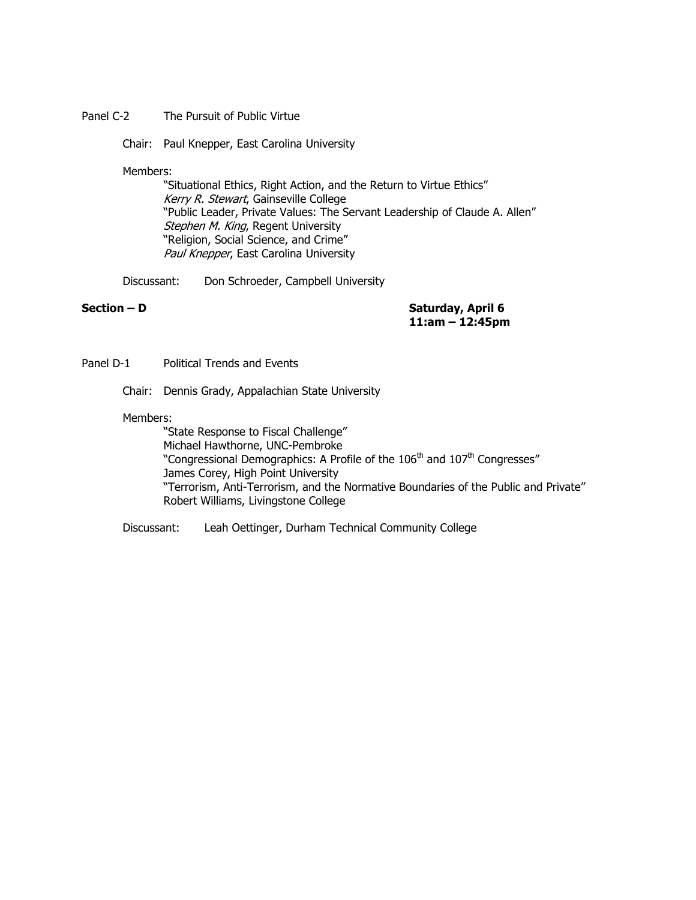Panel C-2 The Pursuit of Public Virtue

Chair: Paul Knepper, East Carolina University

Members:

"Situational Ethics, Right Action, and the Return to Virtue Ethics"
*Kerry R. Stewart*, Gainseville College
"Public Leader, Private Values: The Servant Leadership of Claude A. Allen"
*Stephen M. King*, Regent University
"Religion, Social Science, and Crime"
*Paul Knepper*, East Carolina University

Discussant: Don Schroeder, Campbell University

**Section – D** **Saturday, April 6**
**11:am – 12:45pm**

Panel D-1 Political Trends and Events

Chair: Dennis Grady, Appalachian State University

Members:

"State Response to Fiscal Challenge"
Michael Hawthorne, UNC-Pembroke
"Congressional Demographics: A Profile of the 106th and 107th Congresses"
James Corey, High Point University
"Terrorism, Anti-Terrorism, and the Normative Boundaries of the Public and Private"
Robert Williams, Livingstone College

Discussant: Leah Oettinger, Durham Technical Community College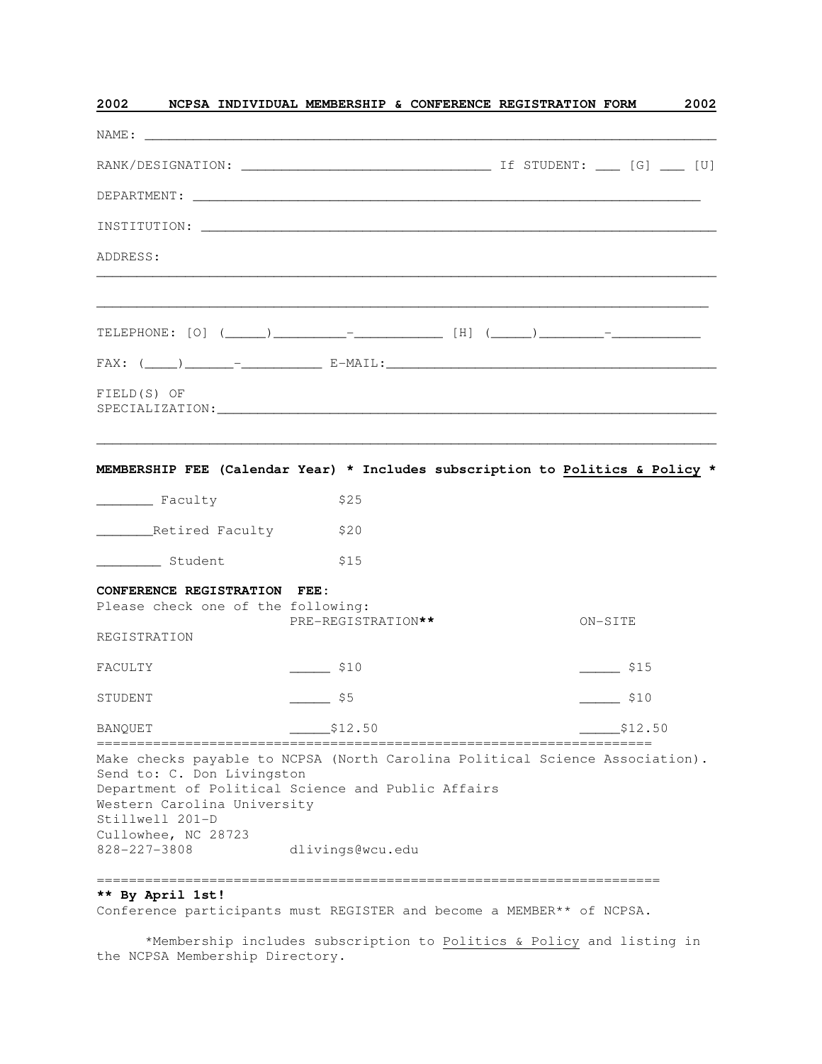## 2002 NCPSA INDIVIDUAL MEMBERSHIP & CONFERENCE REGISTRATION FORM 2002

NAME: ______________________________________________________________________

RANK/DESIGNATION: ________________________________ If STUDENT: ___ [G] ___ [U]

DEPARTMENT: _________________________________________________________________

INSTITUTION: ________________________________________________________________

ADDRESS:

____________________________________________________________________________

____________________________________________________________________________

TELEPHONE: [O] (_____)_________-___________ [H] (_____)________-___________

FAX: (____)______-__________ E-MAIL:________________________________________

FIELD(S) OF SPECIALIZATION:__________________________________________________

____________________________________________________________________________

**MEMBERSHIP FEE (Calendar Year) * Includes subscription to Politics & Policy ***

_______ Faculty $25

_______Retired Faculty $20

________ Student $15

**CONFERENCE REGISTRATION FEE:**

Please check one of the following:

| REGISTRATION | PRE-REGISTRATION** | ON-SITE |
|---|---|---|
| FACULTY | _____ $10 | _____ $15 |
| STUDENT | _____ $5 | _____ $10 |
| BANQUET | _____$12.50 | _____$12.50 |

======================================================================

Make checks payable to NCPSA (North Carolina Political Science Association).
Send to: C. Don Livingston
Department of Political Science and Public Affairs
Western Carolina University
Stillwell 201-D
Cullowhee, NC 28723
828-227-3808 dlivings@wcu.edu

======================================================================

**** By April 1st!**

Conference participants must REGISTER and become a MEMBER** of NCPSA.

*Membership includes subscription to Politics & Policy and listing in the NCPSA Membership Directory.